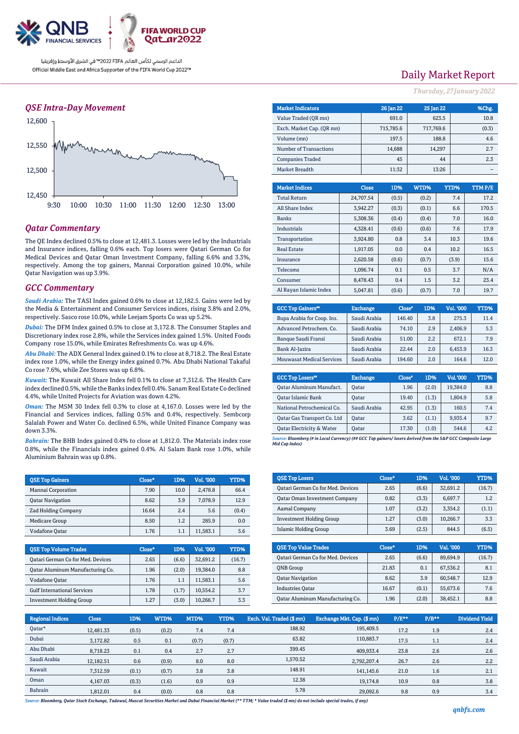Official Middle East and Africa Supporter of the FIFA World Cup 2022™

الداعم الرسمي لكأس العالم FIFA 2022™ في الشرق الأوسط وإفريقيا

# Daily Market Report

*Thursday, 27 January 2022*

## QSE Intra-Day Movement

## Qatar Commentary

The QE Index declined 0.5% to close at 12,481.3. Losses were led by the Industrials and Insurance indices, falling 0.6% each. Top losers were Qatari German Co for Medical Devices and Qatar Oman Investment Company, falling 6.6% and 3.3%, respectively. Among the top gainers, Mannai Corporation gained 10.0%, while Qatar Navigation was up 3.9%.

## GCC Commentary

***Saudi Arabia:*** The TASI Index gained 0.6% to close at 12,182.5. Gains were led by the Media & Entertainment and Consumer Services indices, rising 3.8% and 2.0%, respectively. Sasco rose 10.0%, while Leejam Sports Co was up 5.2%.

***Dubai:*** The DFM Index gained 0.5% to close at 3,172.8. The Consumer Staples and Discretionary index rose 2.8%, while the Services index gained 1.5%. United Foods Company rose 15.0%, while Emirates Refreshments Co. was up 4.6%.

***Abu Dhabi:*** The ADX General Index gained 0.1% to close at 8,718.2. The Real Estate index rose 1.0%, while the Energy index gained 0.7%. Abu Dhabi National Takaful Co rose 7.6%, while Zee Stores was up 6.8%.

***Kuwait:*** The Kuwait All Share Index fell 0.1% to close at 7,312.6. The Health Care index declined 0.5%, while the Banks index fell 0.4%. Sanam Real Estate Co declined 4.4%, while United Projects for Aviation was down 4.2%.

***Oman:*** The MSM 30 Index fell 0.3% to close at 4,167.0. Losses were led by the Financial and Services indices, falling 0.5% and 0.4%, respectively. Sembcorp Salalah Power and Water Co. declined 6.5%, while United Finance Company was down 3.3%.

***Bahrain:*** The BHB Index gained 0.4% to close at 1,812.0. The Materials index rose 0.8%, while the Financials index gained 0.4%. Al Salam Bank rose 1.0%, while Aluminium Bahrain was up 0.8%.

| Market Indicators | 26 Jan 22 | 25 Jan 22 | %Chg. |
|---|---|---|---|
| Value Traded (QR mn) | 691.0 | 623.5 | 10.8 |
| Exch. Market Cap. (QR mn) | 715,785.6 | 717,769.6 | (0.3) |
| Volume (mn) | 197.5 | 188.8 | 4.6 |
| Number of Transactions | 14,688 | 14,297 | 2.7 |
| Companies Traded | 45 | 44 | 2.3 |
| Market Breadth | 11:32 | 13:26 | – |

| Market Indices | Close | 1D% | WTD% | YTD% | TTM P/E |
|---|---|---|---|---|---|
| Total Return | 24,707.54 | (0.5) | (0.2) | 7.4 | 17.2 |
| All Share Index | 3,942.27 | (0.3) | (0.1) | 6.6 | 170.5 |
| Banks | 5,308.36 | (0.4) | (0.4) | 7.0 | 16.0 |
| Industrials | 4,328.41 | (0.6) | (0.6) | 7.6 | 17.9 |
| Transportation | 3,924.80 | 0.8 | 3.4 | 10.3 | 19.6 |
| Real Estate | 1,917.05 | 0.0 | 0.4 | 10.2 | 16.5 |
| Insurance | 2,620.58 | (0.6) | (0.7) | (3.9) | 15.6 |
| Telecoms | 1,096.74 | 0.1 | 0.5 | 3.7 | N/A |
| Consumer | 8,478.43 | 0.4 | 1.5 | 3.2 | 23.4 |
| Al Rayan Islamic Index | 5,047.81 | (0.6) | (0.7) | 7.0 | 19.7 |

| GCC Top Gainers## | Exchange | Close# | 1D% | Vol. '000 | YTD% |
|---|---|---|---|---|---|
| Bupa Arabia for Coop. Ins. | Saudi Arabia | 146.40 | 3.8 | 275.3 | 11.4 |
| Advanced Petrochem. Co. | Saudi Arabia | 74.10 | 2.9 | 2,406.9 | 5.3 |
| Banque Saudi Fransi | Saudi Arabia | 51.00 | 2.2 | 672.1 | 7.9 |
| Bank Al-Jazira | Saudi Arabia | 22.44 | 2.0 | 6,453.9 | 16.3 |
| Mouwasat Medical Services | Saudi Arabia | 194.60 | 2.0 | 164.6 | 12.0 |

| GCC Top Losers## | Exchange | Close# | 1D% | Vol. '000 | YTD% |
|---|---|---|---|---|---|
| Qatar Aluminum Manufact. | Qatar | 1.96 | (2.0) | 19,384.0 | 8.8 |
| Qatar Islamic Bank | Qatar | 19.40 | (1.3) | 1,804.9 | 5.8 |
| National Petrochemical Co. | Saudi Arabia | 42.95 | (1.3) | 160.5 | 7.4 |
| Qatar Gas Transport Co. Ltd | Qatar | 3.62 | (1.1) | 9,935.4 | 9.7 |
| Qatar Electricity & Water | Qatar | 17.30 | (1.0) | 544.6 | 4.2 |

*Source: Bloomberg (# in Local Currency) (## GCC Top gainers/ losers derived from the S&P GCC Composite Large Mid Cap Index)*

| QSE Top Gainers | Close* | 1D% | Vol. '000 | YTD% |
|---|---|---|---|---|
| Mannai Corporation | 7.90 | 10.0 | 2,478.8 | 66.4 |
| Qatar Navigation | 8.62 | 3.9 | 7,078.9 | 12.9 |
| Zad Holding Company | 16.64 | 2.4 | 5.6 | (0.4) |
| Medicare Group | 8.50 | 1.2 | 285.9 | 0.0 |
| Vodafone Qatar | 1.76 | 1.1 | 11,583.1 | 5.6 |

| QSE Top Volume Trades | Close* | 1D% | Vol. '000 | YTD% |
|---|---|---|---|---|
| Qatari German Co for Med. Devices | 2.65 | (6.6) | 32,691.2 | (16.7) |
| Qatar Aluminum Manufacturing Co. | 1.96 | (2.0) | 19,384.0 | 8.8 |
| Vodafone Qatar | 1.76 | 1.1 | 11,583.1 | 5.6 |
| Gulf International Services | 1.78 | (1.7) | 10,554.2 | 3.7 |
| Investment Holding Group | 1.27 | (3.0) | 10,266.7 | 3.3 |

| QSE Top Losers | Close* | 1D% | Vol. '000 | YTD% |
|---|---|---|---|---|
| Qatari German Co for Med. Devices | 2.65 | (6.6) | 32,691.2 | (16.7) |
| Qatar Oman Investment Company | 0.82 | (3.3) | 6,697.7 | 1.2 |
| Aamal Company | 1.07 | (3.2) | 3,354.2 | (1.1) |
| Investment Holding Group | 1.27 | (3.0) | 10,266.7 | 3.3 |
| Islamic Holding Group | 3.69 | (2.5) | 844.5 | (6.5) |

| QSE Top Value Trades | Close* | 1D% | Val. '000 | YTD% |
|---|---|---|---|---|
| Qatari German Co for Med. Devices | 2.65 | (6.6) | 89,694.9 | (16.7) |
| QNB Group | 21.83 | 0.1 | 67,536.2 | 8.1 |
| Qatar Navigation | 8.62 | 3.9 | 60,548.7 | 12.9 |
| Industries Qatar | 16.67 | (0.1) | 55,673.6 | 7.6 |
| Qatar Aluminum Manufacturing Co. | 1.96 | (2.0) | 38,452.1 | 8.8 |

| Regional Indices | Close | 1D% | WTD% | MTD% | YTD% | Exch. Val. Traded ($ mn) | Exchange Mkt. Cap. ($ mn) | P/E** | P/B** | Dividend Yield |
|---|---|---|---|---|---|---|---|---|---|---|
| Qatar* | 12,481.33 | (0.5) | (0.2) | 7.4 | 7.4 | 188.92 | 195,409.5 | 17.2 | 1.9 | 2.4 |
| Dubai | 3,172.82 | 0.5 | 0.1 | (0.7) | (0.7) | 63.82 | 110,883.7 | 17.5 | 1.1 | 2.4 |
| Abu Dhabi | 8,718.23 | 0.1 | 0.4 | 2.7 | 2.7 | 399.45 | 409,933.4 | 23.8 | 2.6 | 2.6 |
| Saudi Arabia | 12,182.51 | 0.6 | (0.9) | 8.0 | 8.0 | 1,570.52 | 2,792,207.4 | 26.7 | 2.6 | 2.2 |
| Kuwait | 7,312.59 | (0.1) | (0.7) | 3.8 | 3.8 | 148.91 | 141,145.6 | 21.0 | 1.6 | 2.1 |
| Oman | 4,167.03 | (0.3) | (1.6) | 0.9 | 0.9 | 12.38 | 19,174.8 | 10.9 | 0.8 | 3.8 |
| Bahrain | 1,812.01 | 0.4 | (0.0) | 0.8 | 0.8 | 5.78 | 29,092.6 | 9.8 | 0.9 | 3.4 |

*Source: Bloomberg, Qatar Stock Exchange, Tadawul, Muscat Securities Market and Dubai Financial Market (** TTM; * Value traded ($ mn) do not include special trades, if any)*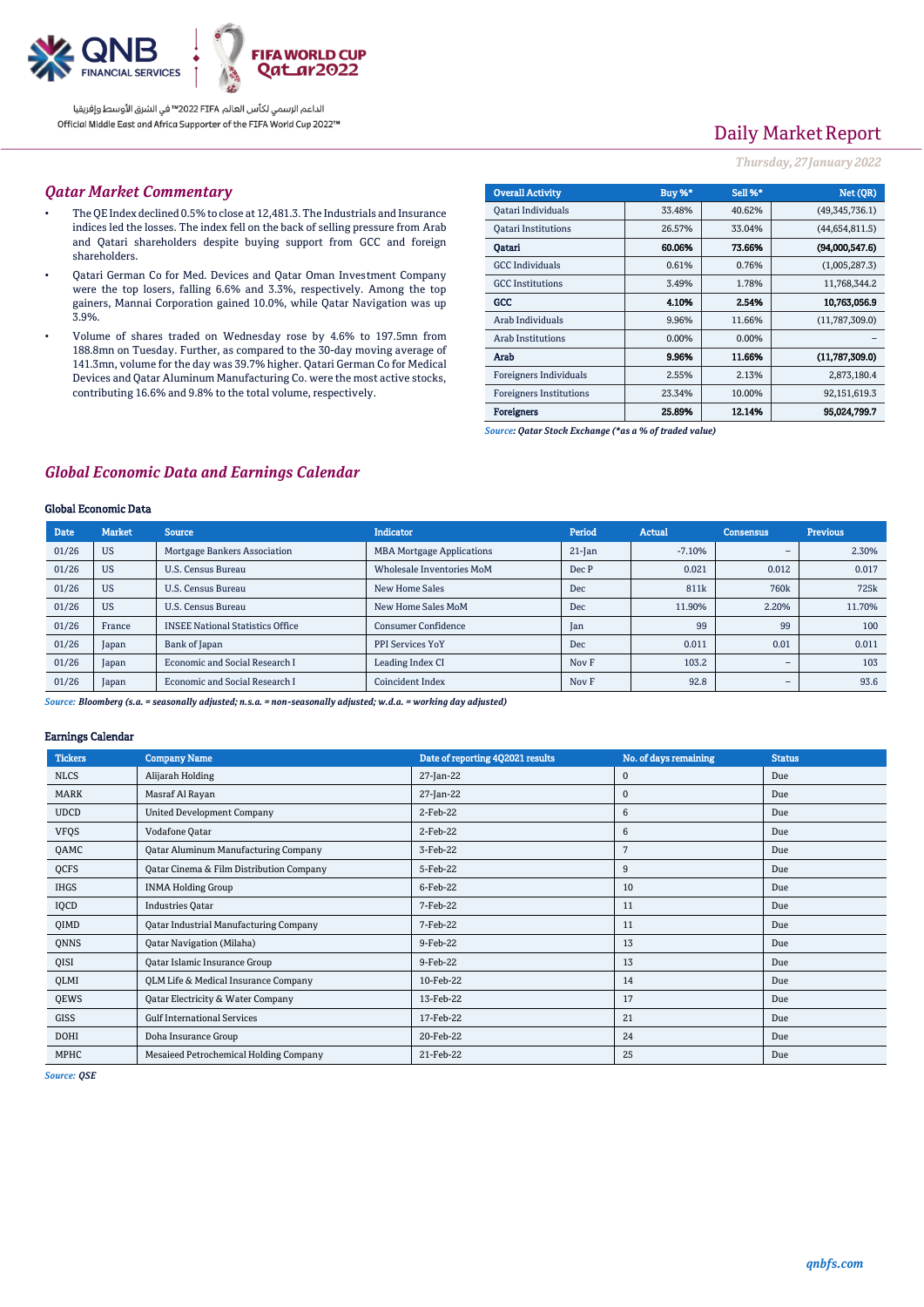## Qatar Market Commentary

- The QE Index declined 0.5% to close at 12,481.3. The Industrials and Insurance indices led the losses. The index fell on the back of selling pressure from Arab and Qatari shareholders despite buying support from GCC and foreign shareholders.
- Qatari German Co for Med. Devices and Qatar Oman Investment Company were the top losers, falling 6.6% and 3.3%, respectively. Among the top gainers, Mannai Corporation gained 10.0%, while Qatar Navigation was up 3.9%.
- Volume of shares traded on Wednesday rose by 4.6% to 197.5mn from 188.8mn on Tuesday. Further, as compared to the 30-day moving average of 141.3mn, volume for the day was 39.7% higher. Qatari German Co for Medical Devices and Qatar Aluminum Manufacturing Co. were the most active stocks, contributing 16.6% and 9.8% to the total volume, respectively.

| Overall Activity | Buy %* | Sell %* | Net (QR) |
|---|---|---|---|
| Qatari Individuals | 33.48% | 40.62% | (49,345,736.1) |
| Qatari Institutions | 26.57% | 33.04% | (44,654,811.5) |
| **Qatari** | **60.06%** | **73.66%** | **(94,000,547.6)** |
| GCC Individuals | 0.61% | 0.76% | (1,005,287.3) |
| GCC Institutions | 3.49% | 1.78% | 11,768,344.2 |
| **GCC** | **4.10%** | **2.54%** | **10,763,056.9** |
| Arab Individuals | 9.96% | 11.66% | (11,787,309.0) |
| Arab Institutions | 0.00% | 0.00% | – |
| **Arab** | **9.96%** | **11.66%** | **(11,787,309.0)** |
| Foreigners Individuals | 2.55% | 2.13% | 2,873,180.4 |
| Foreigners Institutions | 23.34% | 10.00% | 92,151,619.3 |
| **Foreigners** | **25.89%** | **12.14%** | **95,024,799.7** |

*Source: Qatar Stock Exchange (\*as a % of traded value)*

## Global Economic Data and Earnings Calendar

### Global Economic Data

| Date | Market | Source | Indicator | Period | Actual | Consensus | Previous |
|---|---|---|---|---|---|---|---|
| 01/26 | US | Mortgage Bankers Association | MBA Mortgage Applications | 21-Jan | -7.10% | – | 2.30% |
| 01/26 | US | U.S. Census Bureau | Wholesale Inventories MoM | Dec P | 0.021 | 0.012 | 0.017 |
| 01/26 | US | U.S. Census Bureau | New Home Sales | Dec | 811k | 760k | 725k |
| 01/26 | US | U.S. Census Bureau | New Home Sales MoM | Dec | 11.90% | 2.20% | 11.70% |
| 01/26 | France | INSEE National Statistics Office | Consumer Confidence | Jan | 99 | 99 | 100 |
| 01/26 | Japan | Bank of Japan | PPI Services YoY | Dec | 0.011 | 0.01 | 0.011 |
| 01/26 | Japan | Economic and Social Research I | Leading Index CI | Nov F | 103.2 | – | 103 |
| 01/26 | Japan | Economic and Social Research I | Coincident Index | Nov F | 92.8 | – | 93.6 |

*Source: Bloomberg (s.a. = seasonally adjusted; n.s.a. = non-seasonally adjusted; w.d.a. = working day adjusted)*

### Earnings Calendar

| Tickers | Company Name | Date of reporting 4Q2021 results | No. of days remaining | Status |
|---|---|---|---|---|
| NLCS | Alijarah Holding | 27-Jan-22 | 0 | Due |
| MARK | Masraf Al Rayan | 27-Jan-22 | 0 | Due |
| UDCD | United Development Company | 2-Feb-22 | 6 | Due |
| VFQS | Vodafone Qatar | 2-Feb-22 | 6 | Due |
| QAMC | Qatar Aluminum Manufacturing Company | 3-Feb-22 | 7 | Due |
| QCFS | Qatar Cinema & Film Distribution Company | 5-Feb-22 | 9 | Due |
| IHGS | INMA Holding Group | 6-Feb-22 | 10 | Due |
| IQCD | Industries Qatar | 7-Feb-22 | 11 | Due |
| QIMD | Qatar Industrial Manufacturing Company | 7-Feb-22 | 11 | Due |
| QNNS | Qatar Navigation (Milaha) | 9-Feb-22 | 13 | Due |
| QISI | Qatar Islamic Insurance Group | 9-Feb-22 | 13 | Due |
| QLMI | QLM Life & Medical Insurance Company | 10-Feb-22 | 14 | Due |
| QEWS | Qatar Electricity & Water Company | 13-Feb-22 | 17 | Due |
| GISS | Gulf International Services | 17-Feb-22 | 21 | Due |
| DOHI | Doha Insurance Group | 20-Feb-22 | 24 | Due |
| MPHC | Mesaieed Petrochemical Holding Company | 21-Feb-22 | 25 | Due |

*Source: QSE*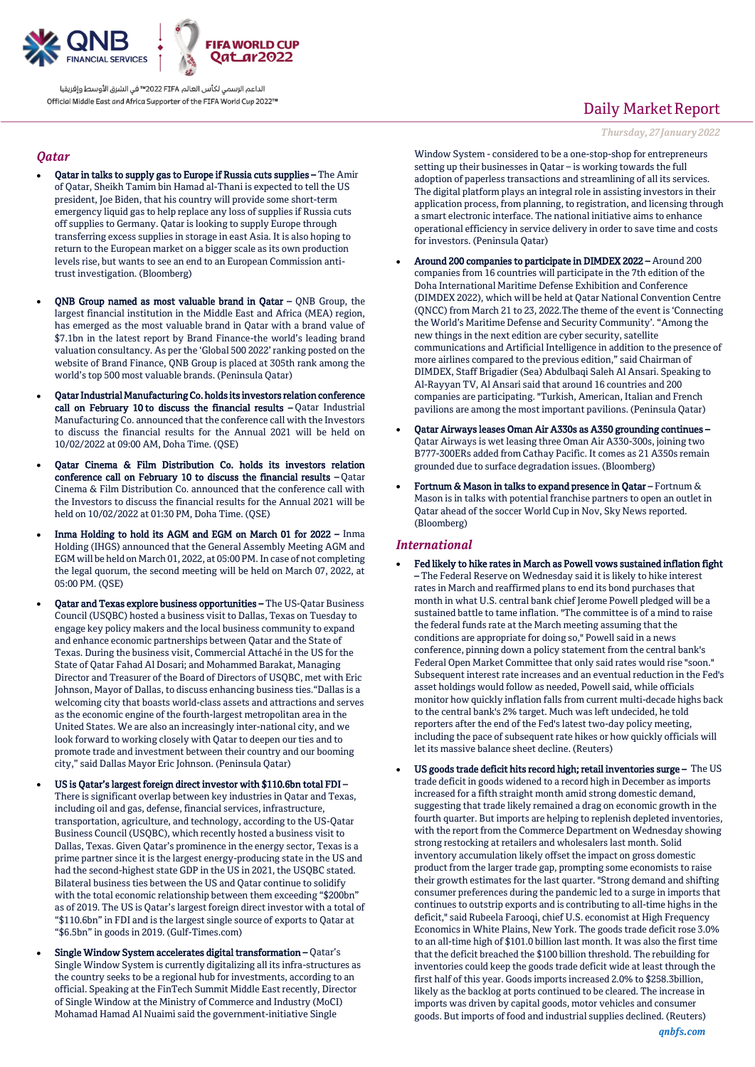# Daily Market Report

*Thursday, 27 January 2022*

## Qatar

- **Qatar in talks to supply gas to Europe if Russia cuts supplies –** The Amir of Qatar, Sheikh Tamim bin Hamad al-Thani is expected to tell the US president, Joe Biden, that his country will provide some short-term emergency liquid gas to help replace any loss of supplies if Russia cuts off supplies to Germany. Qatar is looking to supply Europe through transferring excess supplies in storage in east Asia. It is also hoping to return to the European market on a bigger scale as its own production levels rise, but wants to see an end to an European Commission anti-trust investigation. (Bloomberg)

- **QNB Group named as most valuable brand in Qatar –** QNB Group, the largest financial institution in the Middle East and Africa (MEA) region, has emerged as the most valuable brand in Qatar with a brand value of $7.1bn in the latest report by Brand Finance-the world's leading brand valuation consultancy. As per the 'Global 500 2022' ranking posted on the website of Brand Finance, QNB Group is placed at 305th rank among the world's top 500 most valuable brands. (Peninsula Qatar)

- **Qatar Industrial Manufacturing Co. holds its investors relation conference call on February 10 to discuss the financial results –** Qatar Industrial Manufacturing Co. announced that the conference call with the Investors to discuss the financial results for the Annual 2021 will be held on 10/02/2022 at 09:00 AM, Doha Time. (QSE)

- **Qatar Cinema & Film Distribution Co. holds its investors relation conference call on February 10 to discuss the financial results –** Qatar Cinema & Film Distribution Co. announced that the conference call with the Investors to discuss the financial results for the Annual 2021 will be held on 10/02/2022 at 01:30 PM, Doha Time. (QSE)

- **Inma Holding to hold its AGM and EGM on March 01 for 2022 –** Inma Holding (IHGS) announced that the General Assembly Meeting AGM and EGM will be held on March 01, 2022, at 05:00 PM. In case of not completing the legal quorum, the second meeting will be held on March 07, 2022, at 05:00 PM. (QSE)

- **Qatar and Texas explore business opportunities –** The US-Qatar Business Council (USQBC) hosted a business visit to Dallas, Texas on Tuesday to engage key policy makers and the local business community to expand and enhance economic partnerships between Qatar and the State of Texas. During the business visit, Commercial Attaché in the US for the State of Qatar Fahad Al Dosari; and Mohammed Barakat, Managing Director and Treasurer of the Board of Directors of USQBC, met with Eric Johnson, Mayor of Dallas, to discuss enhancing business ties."Dallas is a welcoming city that boasts world-class assets and attractions and serves as the economic engine of the fourth-largest metropolitan area in the United States. We are also an increasingly inter-national city, and we look forward to working closely with Qatar to deepen our ties and to promote trade and investment between their country and our booming city," said Dallas Mayor Eric Johnson. (Peninsula Qatar)

- **US is Qatar's largest foreign direct investor with $110.6bn total FDI –** There is significant overlap between key industries in Qatar and Texas, including oil and gas, defense, financial services, infrastructure, transportation, agriculture, and technology, according to the US-Qatar Business Council (USQBC), which recently hosted a business visit to Dallas, Texas. Given Qatar's prominence in the energy sector, Texas is a prime partner since it is the largest energy-producing state in the US and had the second-highest state GDP in the US in 2021, the USQBC stated. Bilateral business ties between the US and Qatar continue to solidify with the total economic relationship between them exceeding "$200bn" as of 2019. The US is Qatar's largest foreign direct investor with a total of "$110.6bn" in FDI and is the largest single source of exports to Qatar at "$6.5bn" in goods in 2019. (Gulf-Times.com)

- **Single Window System accelerates digital transformation –** Qatar's Single Window System is currently digitalizing all its infra-structures as the country seeks to be a regional hub for investments, according to an official. Speaking at the FinTech Summit Middle East recently, Director of Single Window at the Ministry of Commerce and Industry (MoCI) Mohamad Hamad Al Nuaimi said the government-initiative Single Window System - considered to be a one-stop-shop for entrepreneurs setting up their businesses in Qatar – is working towards the full adoption of paperless transactions and streamlining all its services. The digital platform plays an integral role in assisting investors in their application process, from planning, to registration, and licensing through a smart electronic interface. The national initiative aims to enhance operational efficiency in service delivery in order to save time and costs for investors. (Peninsula Qatar)

- **Around 200 companies to participate in DIMDEX 2022 –** Around 200 companies from 16 countries will participate in the 7th edition of the Doha International Maritime Defense Exhibition and Conference (DIMDEX 2022), which will be held at Qatar National Convention Centre (QNCC) from March 21 to 23, 2022.The theme of the event is 'Connecting the World's Maritime Defense and Security Community'. "Among the new things in the next edition are cyber security, satellite communications and Artificial Intelligence in addition to the presence of more airlines compared to the previous edition," said Chairman of DIMDEX, Staff Brigadier (Sea) Abdulbaqi Saleh Al Ansari. Speaking to Al-Rayyan TV, Al Ansari said that around 16 countries and 200 companies are participating. "Turkish, American, Italian and French pavilions are among the most important pavilions. (Peninsula Qatar)

- **Qatar Airways leases Oman Air A330s as A350 grounding continues –** Qatar Airways is wet leasing three Oman Air A330-300s, joining two B777-300ERs added from Cathay Pacific. It comes as 21 A350s remain grounded due to surface degradation issues. (Bloomberg)

- **Fortnum & Mason in talks to expand presence in Qatar –** Fortnum & Mason is in talks with potential franchise partners to open an outlet in Qatar ahead of the soccer World Cup in Nov, Sky News reported. (Bloomberg)

## International

- **Fed likely to hike rates in March as Powell vows sustained inflation fight –** The Federal Reserve on Wednesday said it is likely to hike interest rates in March and reaffirmed plans to end its bond purchases that month in what U.S. central bank chief Jerome Powell pledged will be a sustained battle to tame inflation. "The committee is of a mind to raise the federal funds rate at the March meeting assuming that the conditions are appropriate for doing so," Powell said in a news conference, pinning down a policy statement from the central bank's Federal Open Market Committee that only said rates would rise "soon." Subsequent interest rate increases and an eventual reduction in the Fed's asset holdings would follow as needed, Powell said, while officials monitor how quickly inflation falls from current multi-decade highs back to the central bank's 2% target. Much was left undecided, he told reporters after the end of the Fed's latest two-day policy meeting, including the pace of subsequent rate hikes or how quickly officials will let its massive balance sheet decline. (Reuters)

- **US goods trade deficit hits record high; retail inventories surge –** The US trade deficit in goods widened to a record high in December as imports increased for a fifth straight month amid strong domestic demand, suggesting that trade likely remained a drag on economic growth in the fourth quarter. But imports are helping to replenish depleted inventories, with the report from the Commerce Department on Wednesday showing strong restocking at retailers and wholesalers last month. Solid inventory accumulation likely offset the impact on gross domestic product from the larger trade gap, prompting some economists to raise their growth estimates for the last quarter. "Strong demand and shifting consumer preferences during the pandemic led to a surge in imports that continues to outstrip exports and is contributing to all-time highs in the deficit," said Rubeela Farooqi, chief U.S. economist at High Frequency Economics in White Plains, New York. The goods trade deficit rose 3.0% to an all-time high of $101.0 billion last month. It was also the first time that the deficit breached the $100 billion threshold. The rebuilding for inventories could keep the goods trade deficit wide at least through the first half of this year. Goods imports increased 2.0% to $258.3billion, likely as the backlog at ports continued to be cleared. The increase in imports was driven by capital goods, motor vehicles and consumer goods. But imports of food and industrial supplies declined. (Reuters)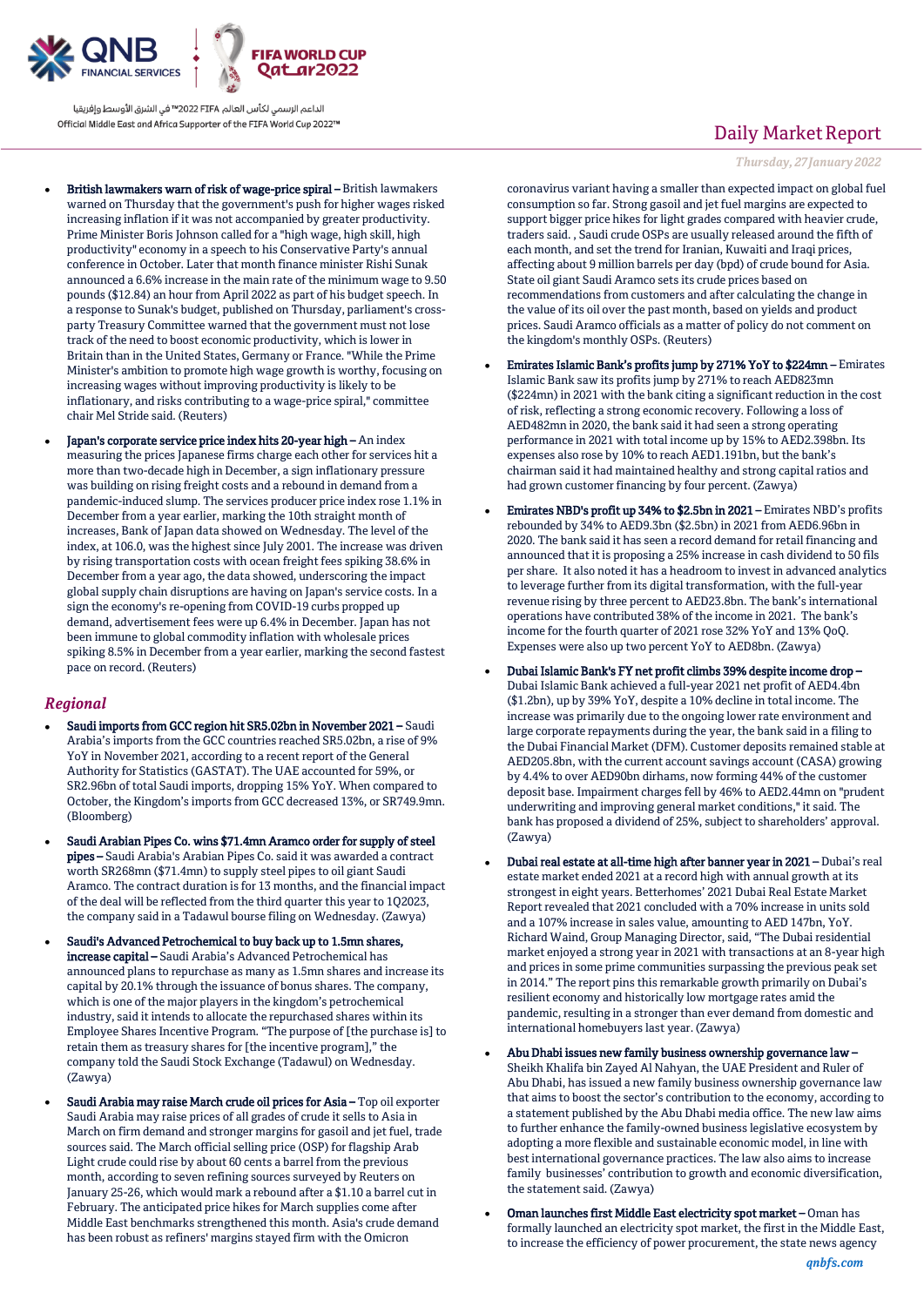- **British lawmakers warn of risk of wage-price spiral –** British lawmakers warned on Thursday that the government's push for higher wages risked increasing inflation if it was not accompanied by greater productivity. Prime Minister Boris Johnson called for a "high wage, high skill, high productivity" economy in a speech to his Conservative Party's annual conference in October. Later that month finance minister Rishi Sunak announced a 6.6% increase in the main rate of the minimum wage to 9.50 pounds ($12.84) an hour from April 2022 as part of his budget speech. In a response to Sunak's budget, published on Thursday, parliament's cross-party Treasury Committee warned that the government must not lose track of the need to boost economic productivity, which is lower in Britain than in the United States, Germany or France. "While the Prime Minister's ambition to promote high wage growth is worthy, focusing on increasing wages without improving productivity is likely to be inflationary, and risks contributing to a wage-price spiral," committee chair Mel Stride said. (Reuters)
- **Japan's corporate service price index hits 20-year high –** An index measuring the prices Japanese firms charge each other for services hit a more than two-decade high in December, a sign inflationary pressure was building on rising freight costs and a rebound in demand from a pandemic-induced slump. The services producer price index rose 1.1% in December from a year earlier, marking the 10th straight month of increases, Bank of Japan data showed on Wednesday. The level of the index, at 106.0, was the highest since July 2001. The increase was driven by rising transportation costs with ocean freight fees spiking 38.6% in December from a year ago, the data showed, underscoring the impact global supply chain disruptions are having on Japan's service costs. In a sign the economy's re-opening from COVID-19 curbs propped up demand, advertisement fees were up 6.4% in December. Japan has not been immune to global commodity inflation with wholesale prices spiking 8.5% in December from a year earlier, marking the second fastest pace on record. (Reuters)

## *Regional*

- **Saudi imports from GCC region hit SR5.02bn in November 2021 –** Saudi Arabia's imports from the GCC countries reached SR5.02bn, a rise of 9% YoY in November 2021, according to a recent report of the General Authority for Statistics (GASTAT). The UAE accounted for 59%, or SR2.96bn of total Saudi imports, dropping 15% YoY. When compared to October, the Kingdom's imports from GCC decreased 13%, or SR749.9mn. (Bloomberg)
- **Saudi Arabian Pipes Co. wins $71.4mn Aramco order for supply of steel pipes –** Saudi Arabia's Arabian Pipes Co. said it was awarded a contract worth SR268mn ($71.4mn) to supply steel pipes to oil giant Saudi Aramco. The contract duration is for 13 months, and the financial impact of the deal will be reflected from the third quarter this year to 1Q2023, the company said in a Tadawul bourse filing on Wednesday. (Zawya)
- **Saudi's Advanced Petrochemical to buy back up to 1.5mn shares, increase capital –** Saudi Arabia's Advanced Petrochemical has announced plans to repurchase as many as 1.5mn shares and increase its capital by 20.1% through the issuance of bonus shares. The company, which is one of the major players in the kingdom's petrochemical industry, said it intends to allocate the repurchased shares within its Employee Shares Incentive Program. "The purpose of [the purchase is] to retain them as treasury shares for [the incentive program]," the company told the Saudi Stock Exchange (Tadawul) on Wednesday. (Zawya)
- **Saudi Arabia may raise March crude oil prices for Asia –** Top oil exporter Saudi Arabia may raise prices of all grades of crude it sells to Asia in March on firm demand and stronger margins for gasoil and jet fuel, trade sources said. The March official selling price (OSP) for flagship Arab Light crude could rise by about 60 cents a barrel from the previous month, according to seven refining sources surveyed by Reuters on January 25-26, which would mark a rebound after a $1.10 a barrel cut in February. The anticipated price hikes for March supplies come after Middle East benchmarks strengthened this month. Asia's crude demand has been robust as refiners' margins stayed firm with the Omicron coronavirus variant having a smaller than expected impact on global fuel consumption so far. Strong gasoil and jet fuel margins are expected to support bigger price hikes for light grades compared with heavier crude, traders said. , Saudi crude OSPs are usually released around the fifth of each month, and set the trend for Iranian, Kuwaiti and Iraqi prices, affecting about 9 million barrels per day (bpd) of crude bound for Asia. State oil giant Saudi Aramco sets its crude prices based on recommendations from customers and after calculating the change in the value of its oil over the past month, based on yields and product prices. Saudi Aramco officials as a matter of policy do not comment on the kingdom's monthly OSPs. (Reuters)
- **Emirates Islamic Bank's profits jump by 271% YoY to $224mn –** Emirates Islamic Bank saw its profits jump by 271% to reach AED823mn ($224mn) in 2021 with the bank citing a significant reduction in the cost of risk, reflecting a strong economic recovery. Following a loss of AED482mn in 2020, the bank said it had seen a strong operating performance in 2021 with total income up by 15% to AED2.398bn. Its expenses also rose by 10% to reach AED1.191bn, but the bank's chairman said it had maintained healthy and strong capital ratios and had grown customer financing by four percent. (Zawya)
- **Emirates NBD's profit up 34% to $2.5bn in 2021 –** Emirates NBD's profits rebounded by 34% to AED9.3bn ($2.5bn) in 2021 from AED6.96bn in 2020. The bank said it has seen a record demand for retail financing and announced that it is proposing a 25% increase in cash dividend to 50 fils per share. It also noted it has a headroom to invest in advanced analytics to leverage further from its digital transformation, with the full-year revenue rising by three percent to AED23.8bn. The bank's international operations have contributed 38% of the income in 2021. The bank's income for the fourth quarter of 2021 rose 32% YoY and 13% QoQ. Expenses were also up two percent YoY to AED8bn. (Zawya)
- **Dubai Islamic Bank's FY net profit climbs 39% despite income drop –** Dubai Islamic Bank achieved a full-year 2021 net profit of AED4.4bn ($1.2bn), up by 39% YoY, despite a 10% decline in total income. The increase was primarily due to the ongoing lower rate environment and large corporate repayments during the year, the bank said in a filing to the Dubai Financial Market (DFM). Customer deposits remained stable at AED205.8bn, with the current account savings account (CASA) growing by 4.4% to over AED90bn dirhams, now forming 44% of the customer deposit base. Impairment charges fell by 46% to AED2.44mn on "prudent underwriting and improving general market conditions," it said. The bank has proposed a dividend of 25%, subject to shareholders' approval. (Zawya)
- **Dubai real estate at all-time high after banner year in 2021 –** Dubai's real estate market ended 2021 at a record high with annual growth at its strongest in eight years. Betterhomes' 2021 Dubai Real Estate Market Report revealed that 2021 concluded with a 70% increase in units sold and a 107% increase in sales value, amounting to AED 147bn, YoY. Richard Waind, Group Managing Director, said, "The Dubai residential market enjoyed a strong year in 2021 with transactions at an 8-year high and prices in some prime communities surpassing the previous peak set in 2014." The report pins this remarkable growth primarily on Dubai's resilient economy and historically low mortgage rates amid the pandemic, resulting in a stronger than ever demand from domestic and international homebuyers last year. (Zawya)
- **Abu Dhabi issues new family business ownership governance law –** Sheikh Khalifa bin Zayed Al Nahyan, the UAE President and Ruler of Abu Dhabi, has issued a new family business ownership governance law that aims to boost the sector's contribution to the economy, according to a statement published by the Abu Dhabi media office. The new law aims to further enhance the family-owned business legislative ecosystem by adopting a more flexible and sustainable economic model, in line with best international governance practices. The law also aims to increase family businesses' contribution to growth and economic diversification, the statement said. (Zawya)
- **Oman launches first Middle East electricity spot market –** Oman has formally launched an electricity spot market, the first in the Middle East, to increase the efficiency of power procurement, the state news agency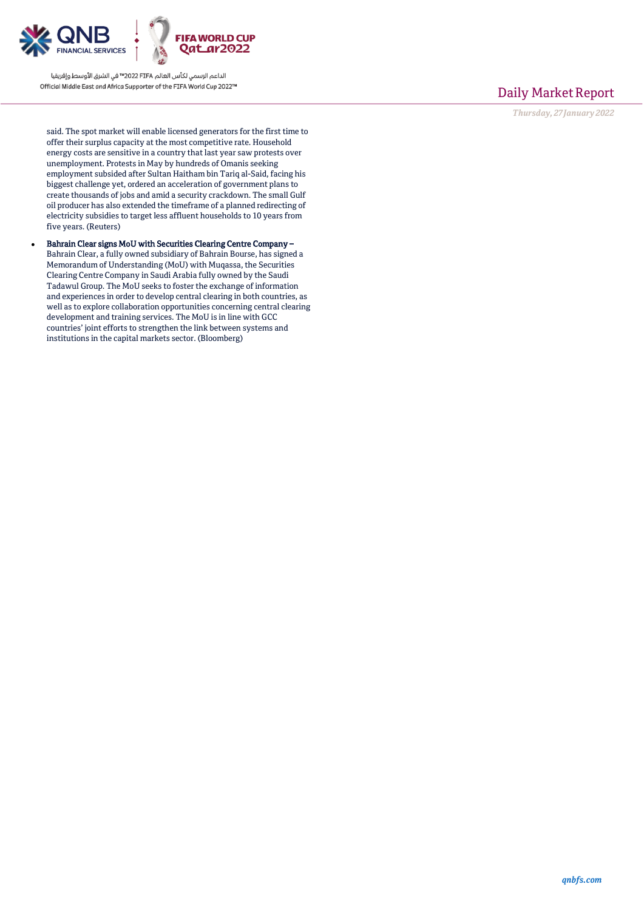said. The spot market will enable licensed generators for the first time to offer their surplus capacity at the most competitive rate. Household energy costs are sensitive in a country that last year saw protests over unemployment. Protests in May by hundreds of Omanis seeking employment subsided after Sultan Haitham bin Tariq al-Said, facing his biggest challenge yet, ordered an acceleration of government plans to create thousands of jobs and amid a security crackdown. The small Gulf oil producer has also extended the timeframe of a planned redirecting of electricity subsidies to target less affluent households to 10 years from five years. (Reuters)

- **Bahrain Clear signs MoU with Securities Clearing Centre Company –** Bahrain Clear, a fully owned subsidiary of Bahrain Bourse, has signed a Memorandum of Understanding (MoU) with Muqassa, the Securities Clearing Centre Company in Saudi Arabia fully owned by the Saudi Tadawul Group. The MoU seeks to foster the exchange of information and experiences in order to develop central clearing in both countries, as well as to explore collaboration opportunities concerning central clearing development and training services. The MoU is in line with GCC countries' joint efforts to strengthen the link between systems and institutions in the capital markets sector. (Bloomberg)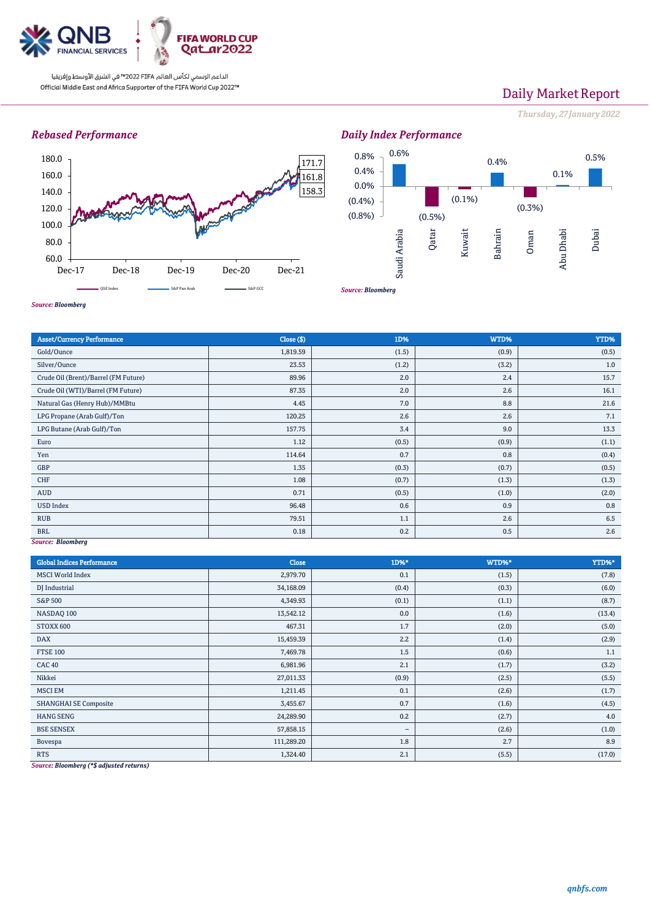# Daily Market Report

*Thursday, 27 January 2022*

## Rebased Performance

180.0, 160.0, 140.0, 120.0, 100.0, 80.0, 60.0

Dec-17, Dec-18, Dec-19, Dec-20, Dec-21

171.7, 161.8, 158.3

QSE Index — S&P Pan Arab — S&P GCC

*Source: Bloomberg*

## Daily Index Performance

| Saudi Arabia | Qatar | Kuwait | Bahrain | Oman | Abu Dhabi | Dubai |
|---|---|---|---|---|---|---|
| 0.6% | (0.5%) | (0.1%) | 0.4% | (0.3%) | 0.1% | 0.5% |

*Source: Bloomberg*

| Asset/Currency Performance | Close ($) | 1D% | WTD% | YTD% |
|---|---|---|---|---|
| Gold/Ounce | 1,819.59 | (1.5) | (0.9) | (0.5) |
| Silver/Ounce | 23.53 | (1.2) | (3.2) | 1.0 |
| Crude Oil (Brent)/Barrel (FM Future) | 89.96 | 2.0 | 2.4 | 15.7 |
| Crude Oil (WTI)/Barrel (FM Future) | 87.35 | 2.0 | 2.6 | 16.1 |
| Natural Gas (Henry Hub)/MMBtu | 4.45 | 7.0 | 8.8 | 21.6 |
| LPG Propane (Arab Gulf)/Ton | 120.25 | 2.6 | 2.6 | 7.1 |
| LPG Butane (Arab Gulf)/Ton | 157.75 | 3.4 | 9.0 | 13.3 |
| Euro | 1.12 | (0.5) | (0.9) | (1.1) |
| Yen | 114.64 | 0.7 | 0.8 | (0.4) |
| GBP | 1.35 | (0.3) | (0.7) | (0.5) |
| CHF | 1.08 | (0.7) | (1.3) | (1.3) |
| AUD | 0.71 | (0.5) | (1.0) | (2.0) |
| USD Index | 96.48 | 0.6 | 0.9 | 0.8 |
| RUB | 79.51 | 1.1 | 2.6 | 6.5 |
| BRL | 0.18 | 0.2 | 0.5 | 2.6 |

*Source: Bloomberg*

| Global Indices Performance | Close | 1D%* | WTD%* | YTD%* |
|---|---|---|---|---|
| MSCI World Index | 2,979.70 | 0.1 | (1.5) | (7.8) |
| DJ Industrial | 34,168.09 | (0.4) | (0.3) | (6.0) |
| S&P 500 | 4,349.93 | (0.1) | (1.1) | (8.7) |
| NASDAQ 100 | 13,542.12 | 0.0 | (1.6) | (13.4) |
| STOXX 600 | 467.31 | 1.7 | (2.0) | (5.0) |
| DAX | 15,459.39 | 2.2 | (1.4) | (2.9) |
| FTSE 100 | 7,469.78 | 1.5 | (0.6) | 1.1 |
| CAC 40 | 6,981.96 | 2.1 | (1.7) | (3.2) |
| Nikkei | 27,011.33 | (0.9) | (2.5) | (5.5) |
| MSCI EM | 1,211.45 | 0.1 | (2.6) | (1.7) |
| SHANGHAI SE Composite | 3,455.67 | 0.7 | (1.6) | (4.5) |
| HANG SENG | 24,289.90 | 0.2 | (2.7) | 4.0 |
| BSE SENSEX | 57,858.15 | – | (2.6) | (1.0) |
| Bovespa | 111,289.20 | 1.8 | 2.7 | 8.9 |
| RTS | 1,324.40 | 2.1 | (5.5) | (17.0) |

*Source: Bloomberg (*$ adjusted returns)*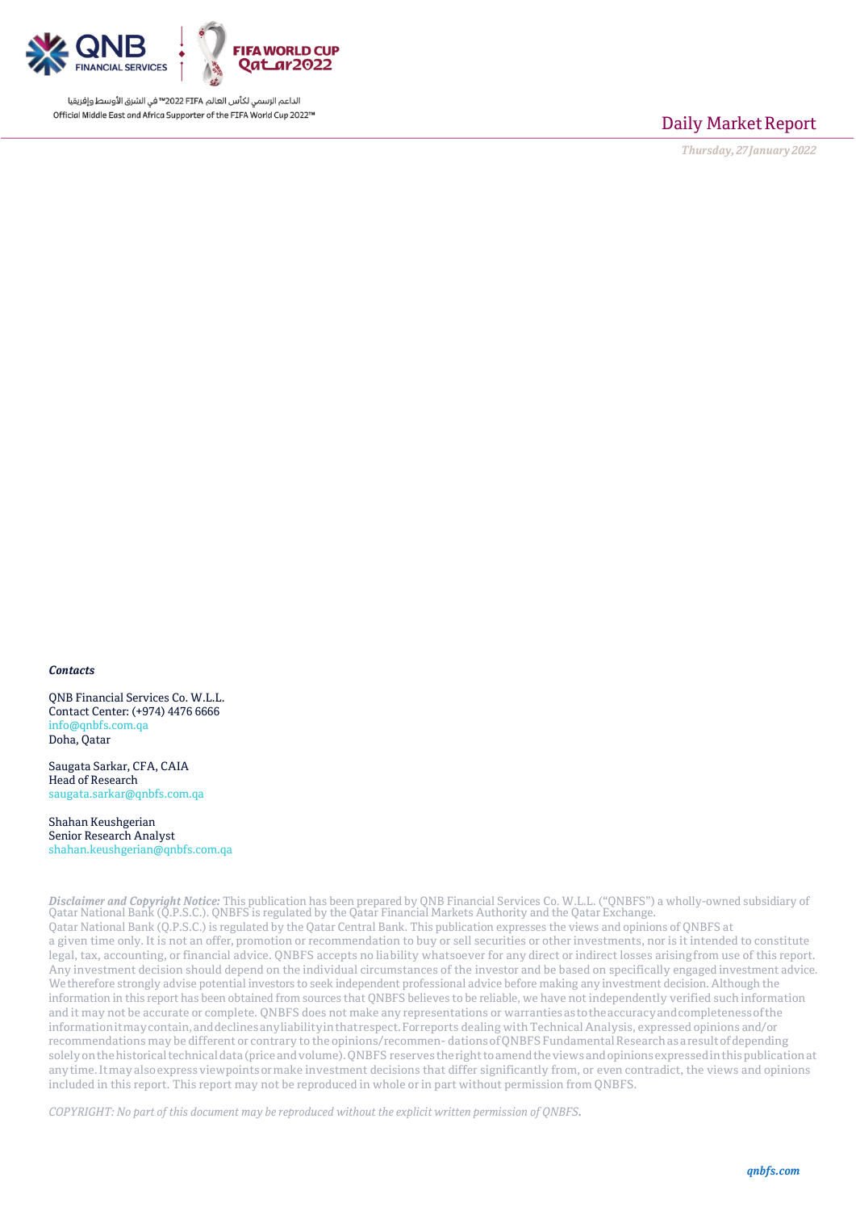***Contacts***

QNB Financial Services Co. W.L.L.
Contact Center: (+974) 4476 6666
info@qnbfs.com.qa
Doha, Qatar

Saugata Sarkar, CFA, CAIA
Head of Research
saugata.sarkar@qnbfs.com.qa

Shahan Keushgerian
Senior Research Analyst
shahan.keushgerian@qnbfs.com.qa

***Disclaimer and Copyright Notice:*** This publication has been prepared by QNB Financial Services Co. W.L.L. ("QNBFS") a wholly-owned subsidiary of Qatar National Bank (Q.P.S.C.). QNBFS is regulated by the Qatar Financial Markets Authority and the Qatar Exchange. Qatar National Bank (Q.P.S.C.) is regulated by the Qatar Central Bank. This publication expresses the views and opinions of QNBFS at a given time only. It is not an offer, promotion or recommendation to buy or sell securities or other investments, nor is it intended to constitute legal, tax, accounting, or financial advice. QNBFS accepts no liability whatsoever for any direct or indirect losses arising from use of this report. Any investment decision should depend on the individual circumstances of the investor and be based on specifically engaged investment advice. We therefore strongly advise potential investors to seek independent professional advice before making any investment decision. Although the information in this report has been obtained from sources that QNBFS believes to be reliable, we have not independently verified such information and it may not be accurate or complete. QNBFS does not make any representations or warranties as to the accuracy and completeness of the information it may contain, and declines any liability in that respect. For reports dealing with Technical Analysis, expressed opinions and/or recommendations may be different or contrary to the opinions/recommen- dations of QNBFS Fundamental Research as a result of depending solely on the historical technical data (price and volume). QNBFS reserves the right to amend the views and opinions expressed in this publication at any time. It may also express viewpoints or make investment decisions that differ significantly from, or even contradict, the views and opinions included in this report. This report may not be reproduced in whole or in part without permission from QNBFS.

*COPYRIGHT: No part of this document may be reproduced without the explicit written permission of QNBFS.*